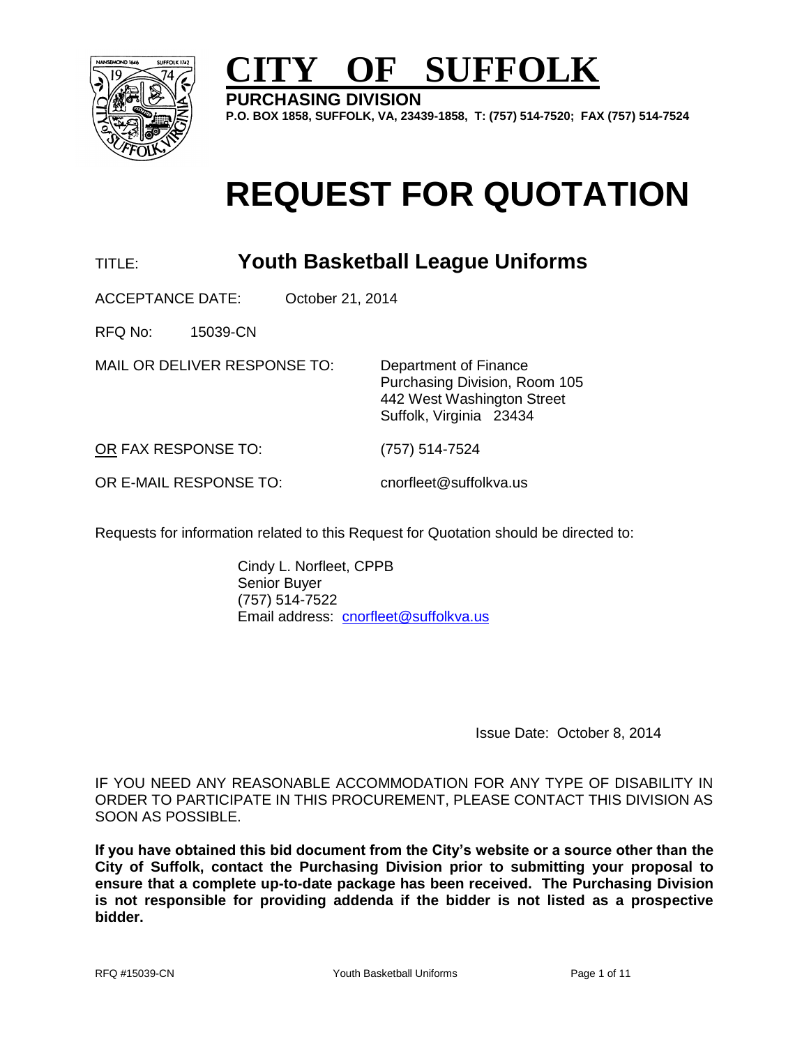# CITY OF SUFFOLK

**PURCHASING DIVISION**
**P.O. BOX 1858, SUFFOLK, VA, 23439-1858, T: (757) 514-7520; FAX (757) 514-7524**

# REQUEST FOR QUOTATION

TITLE: **Youth Basketball League Uniforms**

ACCEPTANCE DATE: October 21, 2014

RFQ No: 15039-CN

MAIL OR DELIVER RESPONSE TO:
Department of Finance
Purchasing Division, Room 105
442 West Washington Street
Suffolk, Virginia 23434

OR FAX RESPONSE TO: (757) 514-7524

OR E-MAIL RESPONSE TO: cnorfleet@suffolkva.us

Requests for information related to this Request for Quotation should be directed to:

Cindy L. Norfleet, CPPB
Senior Buyer
(757) 514-7522
Email address: cnorfleet@suffolkva.us

Issue Date: October 8, 2014

IF YOU NEED ANY REASONABLE ACCOMMODATION FOR ANY TYPE OF DISABILITY IN ORDER TO PARTICIPATE IN THIS PROCUREMENT, PLEASE CONTACT THIS DIVISION AS SOON AS POSSIBLE.

**If you have obtained this bid document from the City's website or a source other than the City of Suffolk, contact the Purchasing Division prior to submitting your proposal to ensure that a complete up-to-date package has been received. The Purchasing Division is not responsible for providing addenda if the bidder is not listed as a prospective bidder.**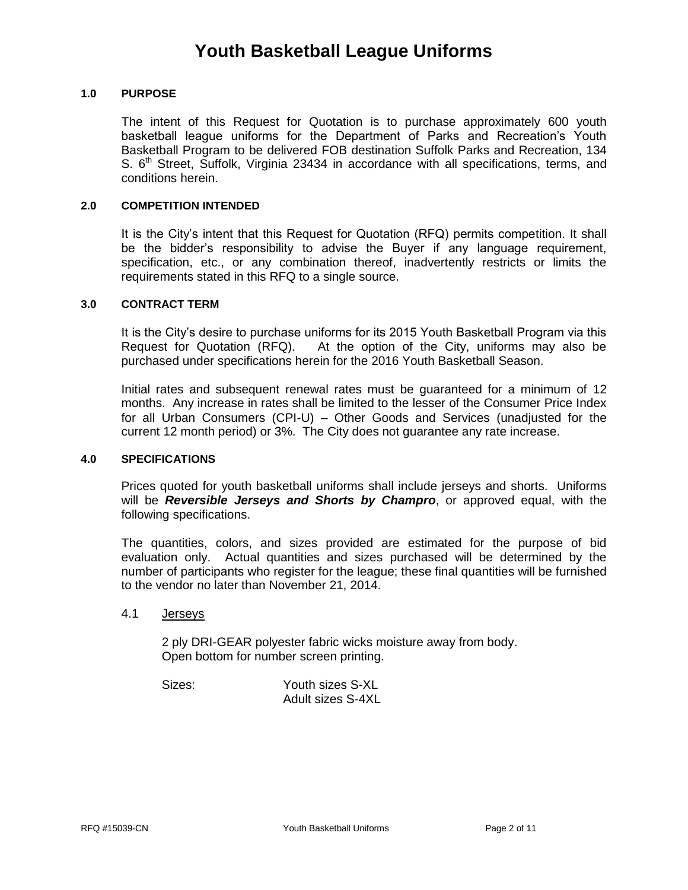# Youth Basketball League Uniforms

### 1.0 PURPOSE

The intent of this Request for Quotation is to purchase approximately 600 youth basketball league uniforms for the Department of Parks and Recreation's Youth Basketball Program to be delivered FOB destination Suffolk Parks and Recreation, 134 S. 6th Street, Suffolk, Virginia 23434 in accordance with all specifications, terms, and conditions herein.

### 2.0 COMPETITION INTENDED

It is the City's intent that this Request for Quotation (RFQ) permits competition. It shall be the bidder's responsibility to advise the Buyer if any language requirement, specification, etc., or any combination thereof, inadvertently restricts or limits the requirements stated in this RFQ to a single source.

### 3.0 CONTRACT TERM

It is the City's desire to purchase uniforms for its 2015 Youth Basketball Program via this Request for Quotation (RFQ). At the option of the City, uniforms may also be purchased under specifications herein for the 2016 Youth Basketball Season.

Initial rates and subsequent renewal rates must be guaranteed for a minimum of 12 months. Any increase in rates shall be limited to the lesser of the Consumer Price Index for all Urban Consumers (CPI-U) – Other Goods and Services (unadjusted for the current 12 month period) or 3%. The City does not guarantee any rate increase.

### 4.0 SPECIFICATIONS

Prices quoted for youth basketball uniforms shall include jerseys and shorts. Uniforms will be ***Reversible Jerseys and Shorts by Champro***, or approved equal, with the following specifications.

The quantities, colors, and sizes provided are estimated for the purpose of bid evaluation only. Actual quantities and sizes purchased will be determined by the number of participants who register for the league; these final quantities will be furnished to the vendor no later than November 21, 2014.

#### 4.1 Jerseys

2 ply DRI-GEAR polyester fabric wicks moisture away from body.
Open bottom for number screen printing.

Sizes: Youth sizes S-XL
Adult sizes S-4XL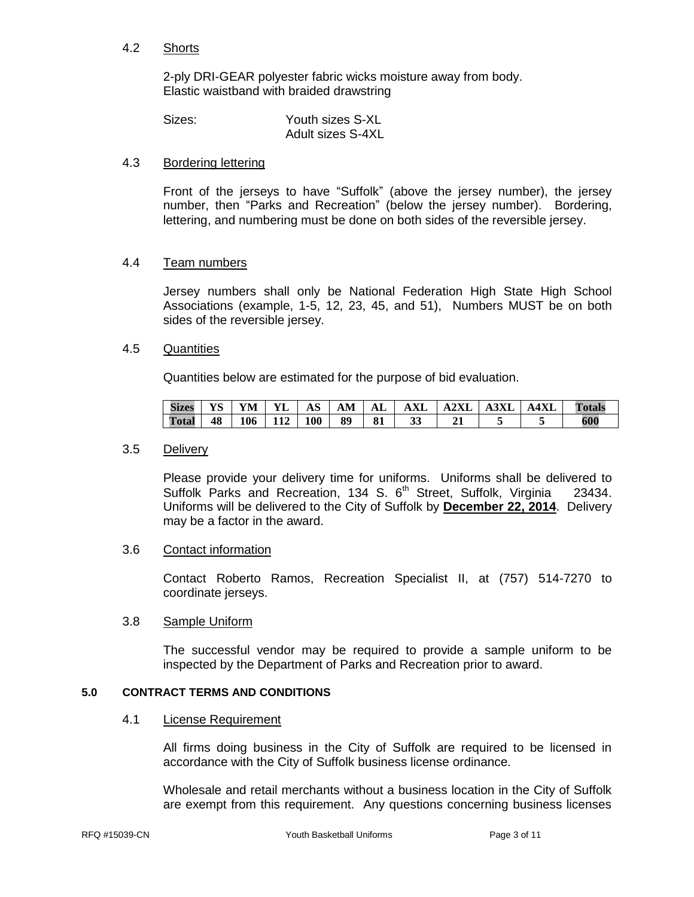### 4.2 Shorts

2-ply DRI-GEAR polyester fabric wicks moisture away from body.
Elastic waistband with braided drawstring

Sizes: Youth sizes S-XL
Adult sizes S-4XL

### 4.3 Bordering lettering

Front of the jerseys to have "Suffolk" (above the jersey number), the jersey number, then "Parks and Recreation" (below the jersey number). Bordering, lettering, and numbering must be done on both sides of the reversible jersey.

### 4.4 Team numbers

Jersey numbers shall only be National Federation High State High School Associations (example, 1-5, 12, 23, 45, and 51), Numbers MUST be on both sides of the reversible jersey.

### 4.5 Quantities

Quantities below are estimated for the purpose of bid evaluation.

| Sizes | YS | YM | YL | AS | AM | AL | AXL | A2XL | A3XL | A4XL | Totals |
|---|---|---|---|---|---|---|---|---|---|---|---|
| Total | 48 | 106 | 112 | 100 | 89 | 81 | 33 | 21 | 5 | 5 | 600 |

### 3.5 Delivery

Please provide your delivery time for uniforms. Uniforms shall be delivered to Suffolk Parks and Recreation, 134 S. 6th Street, Suffolk, Virginia 23434. Uniforms will be delivered to the City of Suffolk by **December 22, 2014**. Delivery may be a factor in the award.

### 3.6 Contact information

Contact Roberto Ramos, Recreation Specialist II, at (757) 514-7270 to coordinate jerseys.

### 3.8 Sample Uniform

The successful vendor may be required to provide a sample uniform to be inspected by the Department of Parks and Recreation prior to award.

## 5.0 CONTRACT TERMS AND CONDITIONS

### 4.1 License Requirement

All firms doing business in the City of Suffolk are required to be licensed in accordance with the City of Suffolk business license ordinance.

Wholesale and retail merchants without a business location in the City of Suffolk are exempt from this requirement. Any questions concerning business licenses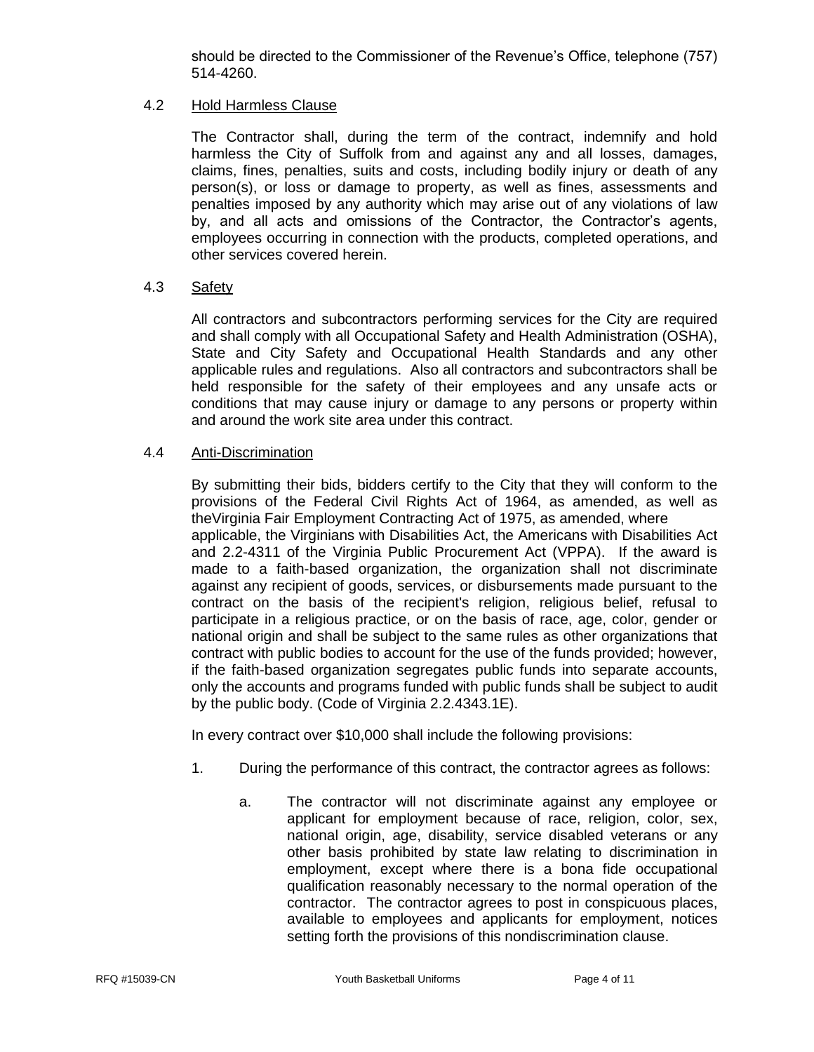should be directed to the Commissioner of the Revenue's Office, telephone (757) 514-4260.

### 4.2 Hold Harmless Clause

The Contractor shall, during the term of the contract, indemnify and hold harmless the City of Suffolk from and against any and all losses, damages, claims, fines, penalties, suits and costs, including bodily injury or death of any person(s), or loss or damage to property, as well as fines, assessments and penalties imposed by any authority which may arise out of any violations of law by, and all acts and omissions of the Contractor, the Contractor's agents, employees occurring in connection with the products, completed operations, and other services covered herein.

### 4.3 Safety

All contractors and subcontractors performing services for the City are required and shall comply with all Occupational Safety and Health Administration (OSHA), State and City Safety and Occupational Health Standards and any other applicable rules and regulations. Also all contractors and subcontractors shall be held responsible for the safety of their employees and any unsafe acts or conditions that may cause injury or damage to any persons or property within and around the work site area under this contract.

### 4.4 Anti-Discrimination

By submitting their bids, bidders certify to the City that they will conform to the provisions of the Federal Civil Rights Act of 1964, as amended, as well as theVirginia Fair Employment Contracting Act of 1975, as amended, where applicable, the Virginians with Disabilities Act, the Americans with Disabilities Act and 2.2-4311 of the Virginia Public Procurement Act (VPPA). If the award is made to a faith-based organization, the organization shall not discriminate against any recipient of goods, services, or disbursements made pursuant to the contract on the basis of the recipient's religion, religious belief, refusal to participate in a religious practice, or on the basis of race, age, color, gender or national origin and shall be subject to the same rules as other organizations that contract with public bodies to account for the use of the funds provided; however, if the faith-based organization segregates public funds into separate accounts, only the accounts and programs funded with public funds shall be subject to audit by the public body. (Code of Virginia 2.2.4343.1E).

In every contract over $10,000 shall include the following provisions:

1. During the performance of this contract, the contractor agrees as follows:

   a. The contractor will not discriminate against any employee or applicant for employment because of race, religion, color, sex, national origin, age, disability, service disabled veterans or any other basis prohibited by state law relating to discrimination in employment, except where there is a bona fide occupational qualification reasonably necessary to the normal operation of the contractor. The contractor agrees to post in conspicuous places, available to employees and applicants for employment, notices setting forth the provisions of this nondiscrimination clause.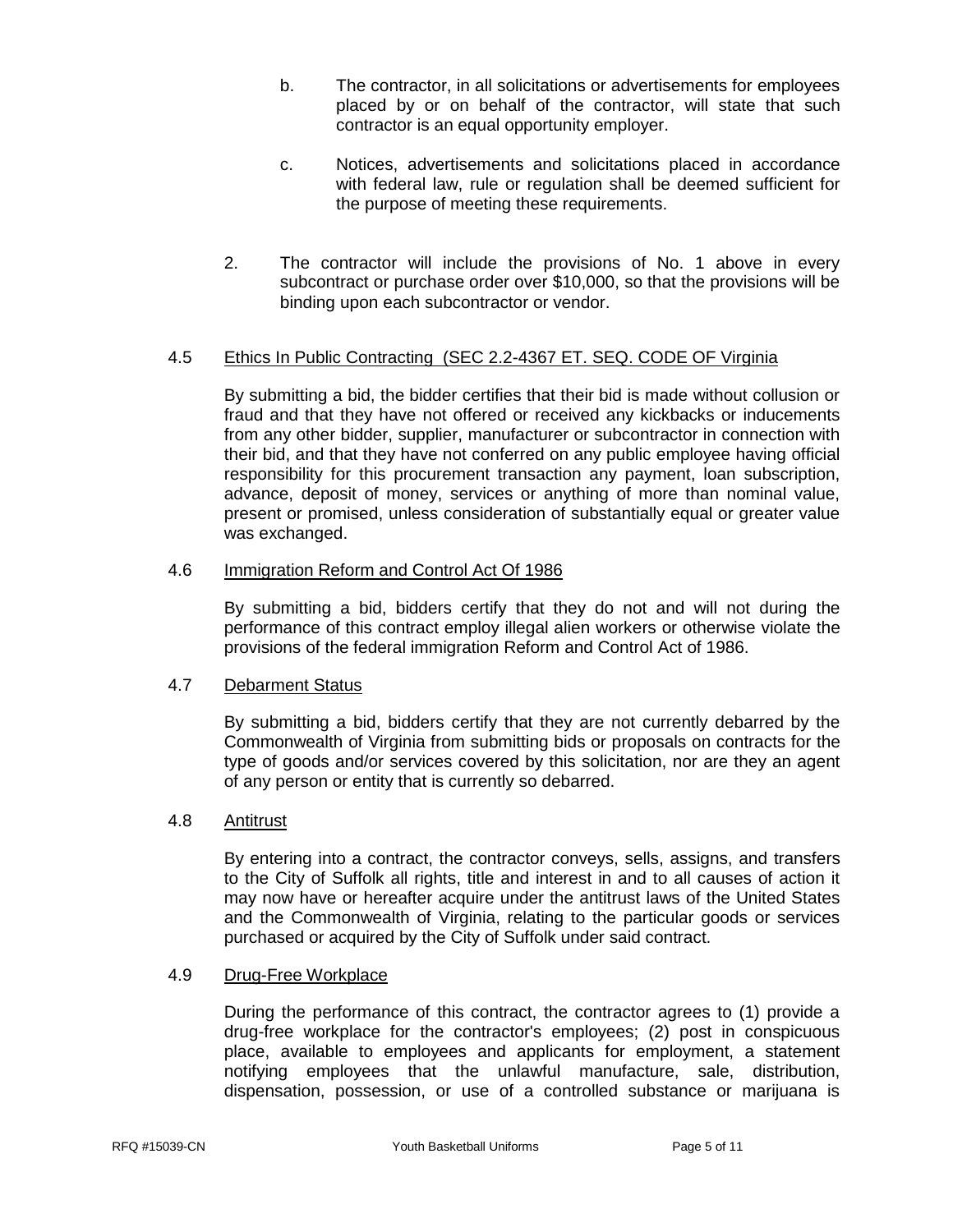b. The contractor, in all solicitations or advertisements for employees placed by or on behalf of the contractor, will state that such contractor is an equal opportunity employer.

c. Notices, advertisements and solicitations placed in accordance with federal law, rule or regulation shall be deemed sufficient for the purpose of meeting these requirements.

2. The contractor will include the provisions of No. 1 above in every subcontract or purchase order over $10,000, so that the provisions will be binding upon each subcontractor or vendor.

### 4.5 Ethics In Public Contracting (SEC 2.2-4367 ET. SEQ. CODE OF Virginia

By submitting a bid, the bidder certifies that their bid is made without collusion or fraud and that they have not offered or received any kickbacks or inducements from any other bidder, supplier, manufacturer or subcontractor in connection with their bid, and that they have not conferred on any public employee having official responsibility for this procurement transaction any payment, loan subscription, advance, deposit of money, services or anything of more than nominal value, present or promised, unless consideration of substantially equal or greater value was exchanged.

### 4.6 Immigration Reform and Control Act Of 1986

By submitting a bid, bidders certify that they do not and will not during the performance of this contract employ illegal alien workers or otherwise violate the provisions of the federal immigration Reform and Control Act of 1986.

### 4.7 Debarment Status

By submitting a bid, bidders certify that they are not currently debarred by the Commonwealth of Virginia from submitting bids or proposals on contracts for the type of goods and/or services covered by this solicitation, nor are they an agent of any person or entity that is currently so debarred.

### 4.8 Antitrust

By entering into a contract, the contractor conveys, sells, assigns, and transfers to the City of Suffolk all rights, title and interest in and to all causes of action it may now have or hereafter acquire under the antitrust laws of the United States and the Commonwealth of Virginia, relating to the particular goods or services purchased or acquired by the City of Suffolk under said contract.

### 4.9 Drug-Free Workplace

During the performance of this contract, the contractor agrees to (1) provide a drug-free workplace for the contractor's employees; (2) post in conspicuous place, available to employees and applicants for employment, a statement notifying employees that the unlawful manufacture, sale, distribution, dispensation, possession, or use of a controlled substance or marijuana is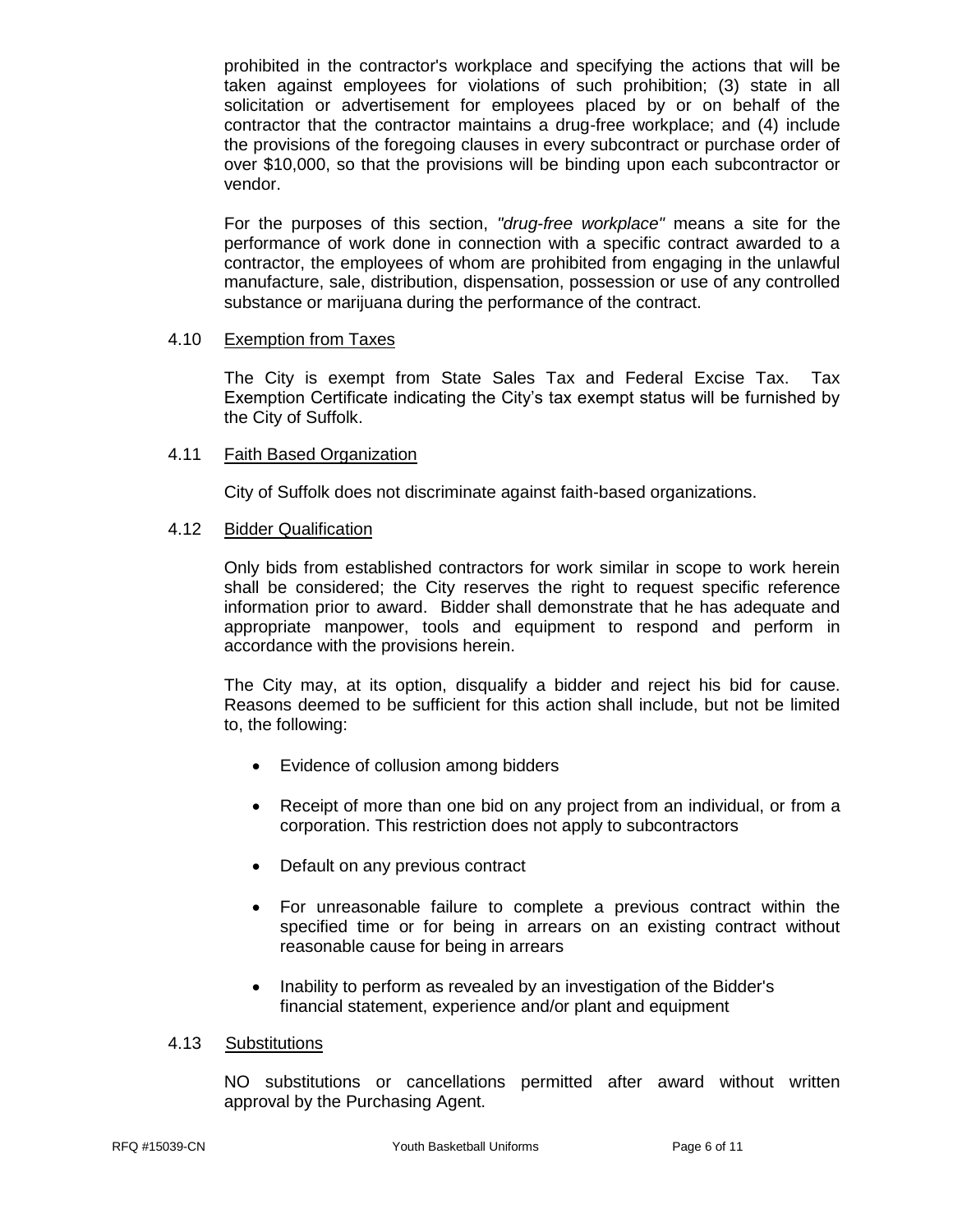prohibited in the contractor's workplace and specifying the actions that will be taken against employees for violations of such prohibition; (3) state in all solicitation or advertisement for employees placed by or on behalf of the contractor that the contractor maintains a drug-free workplace; and (4) include the provisions of the foregoing clauses in every subcontract or purchase order of over $10,000, so that the provisions will be binding upon each subcontractor or vendor.

For the purposes of this section, *"drug-free workplace"* means a site for the performance of work done in connection with a specific contract awarded to a contractor, the employees of whom are prohibited from engaging in the unlawful manufacture, sale, distribution, dispensation, possession or use of any controlled substance or marijuana during the performance of the contract.

### 4.10 Exemption from Taxes

The City is exempt from State Sales Tax and Federal Excise Tax. Tax Exemption Certificate indicating the City's tax exempt status will be furnished by the City of Suffolk.

### 4.11 Faith Based Organization

City of Suffolk does not discriminate against faith-based organizations.

### 4.12 Bidder Qualification

Only bids from established contractors for work similar in scope to work herein shall be considered; the City reserves the right to request specific reference information prior to award. Bidder shall demonstrate that he has adequate and appropriate manpower, tools and equipment to respond and perform in accordance with the provisions herein.

The City may, at its option, disqualify a bidder and reject his bid for cause. Reasons deemed to be sufficient for this action shall include, but not be limited to, the following:

- Evidence of collusion among bidders
- Receipt of more than one bid on any project from an individual, or from a corporation. This restriction does not apply to subcontractors
- Default on any previous contract
- For unreasonable failure to complete a previous contract within the specified time or for being in arrears on an existing contract without reasonable cause for being in arrears
- Inability to perform as revealed by an investigation of the Bidder's financial statement, experience and/or plant and equipment

### 4.13 Substitutions

NO substitutions or cancellations permitted after award without written approval by the Purchasing Agent.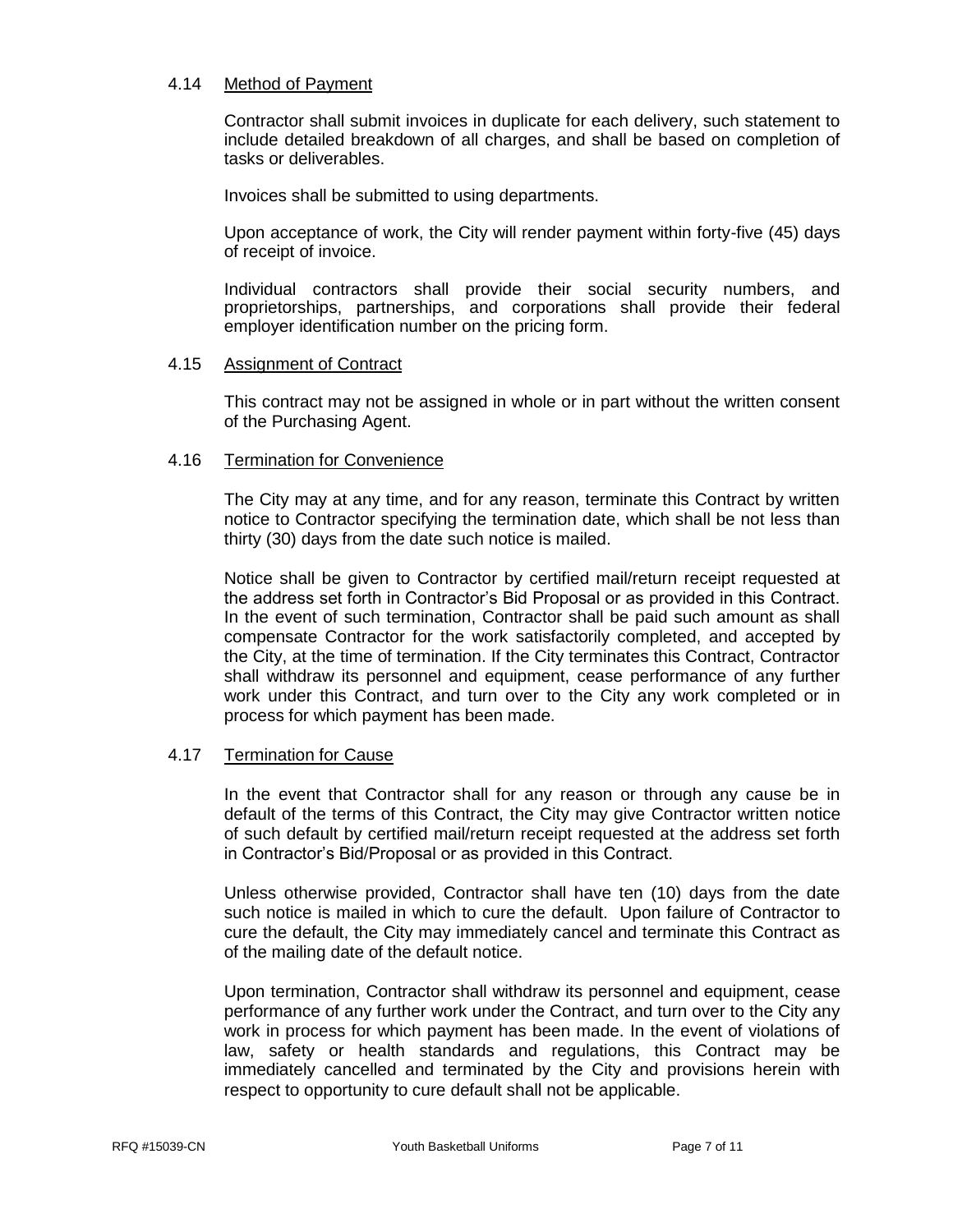### 4.14 Method of Payment

Contractor shall submit invoices in duplicate for each delivery, such statement to include detailed breakdown of all charges, and shall be based on completion of tasks or deliverables.

Invoices shall be submitted to using departments.

Upon acceptance of work, the City will render payment within forty-five (45) days of receipt of invoice.

Individual contractors shall provide their social security numbers, and proprietorships, partnerships, and corporations shall provide their federal employer identification number on the pricing form.

### 4.15 Assignment of Contract

This contract may not be assigned in whole or in part without the written consent of the Purchasing Agent.

### 4.16 Termination for Convenience

The City may at any time, and for any reason, terminate this Contract by written notice to Contractor specifying the termination date, which shall be not less than thirty (30) days from the date such notice is mailed.

Notice shall be given to Contractor by certified mail/return receipt requested at the address set forth in Contractor's Bid Proposal or as provided in this Contract. In the event of such termination, Contractor shall be paid such amount as shall compensate Contractor for the work satisfactorily completed, and accepted by the City, at the time of termination. If the City terminates this Contract, Contractor shall withdraw its personnel and equipment, cease performance of any further work under this Contract, and turn over to the City any work completed or in process for which payment has been made.

### 4.17 Termination for Cause

In the event that Contractor shall for any reason or through any cause be in default of the terms of this Contract, the City may give Contractor written notice of such default by certified mail/return receipt requested at the address set forth in Contractor's Bid/Proposal or as provided in this Contract.

Unless otherwise provided, Contractor shall have ten (10) days from the date such notice is mailed in which to cure the default. Upon failure of Contractor to cure the default, the City may immediately cancel and terminate this Contract as of the mailing date of the default notice.

Upon termination, Contractor shall withdraw its personnel and equipment, cease performance of any further work under the Contract, and turn over to the City any work in process for which payment has been made. In the event of violations of law, safety or health standards and regulations, this Contract may be immediately cancelled and terminated by the City and provisions herein with respect to opportunity to cure default shall not be applicable.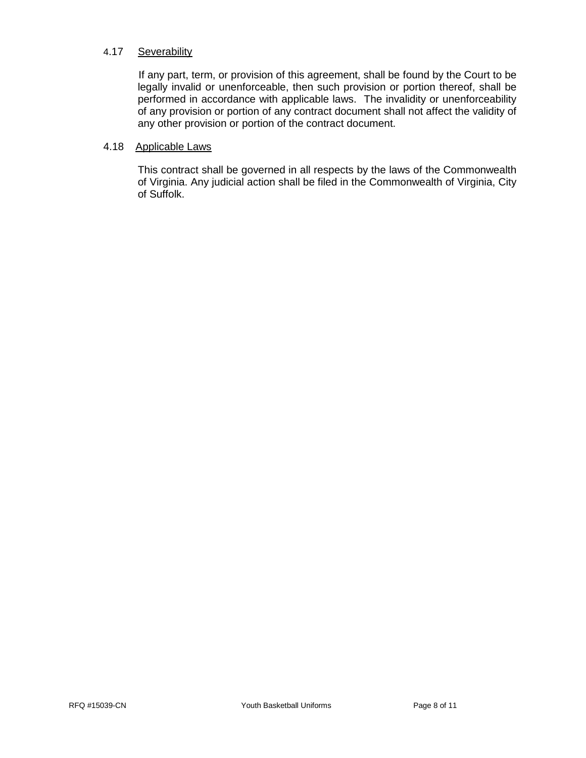### 4.17 Severability

If any part, term, or provision of this agreement, shall be found by the Court to be legally invalid or unenforceable, then such provision or portion thereof, shall be performed in accordance with applicable laws. The invalidity or unenforceability of any provision or portion of any contract document shall not affect the validity of any other provision or portion of the contract document.

### 4.18 Applicable Laws

This contract shall be governed in all respects by the laws of the Commonwealth of Virginia. Any judicial action shall be filed in the Commonwealth of Virginia, City of Suffolk.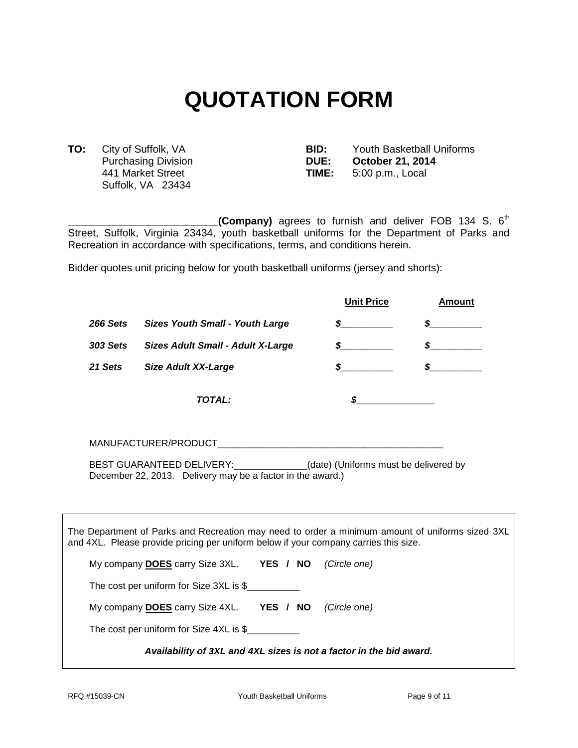# QUOTATION FORM

**TO:** City of Suffolk, VA
Purchasing Division
441 Market Street
Suffolk, VA 23434

**BID:** Youth Basketball Uniforms
**DUE:** **October 21, 2014**
**TIME:** 5:00 p.m., Local

__________________________**(Company)** agrees to furnish and deliver FOB 134 S. 6th Street, Suffolk, Virginia 23434, youth basketball uniforms for the Department of Parks and Recreation in accordance with specifications, terms, and conditions herein.

Bidder quotes unit pricing below for youth basketball uniforms (jersey and shorts):

| | | Unit Price | Amount |
|---|---|---|---|
| ***266 Sets*** | ***Sizes Youth Small - Youth Large*** | **$**__________ | **$**__________ |
| ***303 Sets*** | ***Sizes Adult Small - Adult X-Large*** | **$**__________ | **$**__________ |
| ***21 Sets*** | ***Size Adult XX-Large*** | **$**__________ | **$**__________ |
| | ***TOTAL:*** | **$**_______________ | |

MANUFACTURER/PRODUCT_____________________________________________

BEST GUARANTEED DELIVERY:______________(date) (Uniforms must be delivered by December 22, 2013. Delivery may be a factor in the award.)

The Department of Parks and Recreation may need to order a minimum amount of uniforms sized 3XL and 4XL. Please provide pricing per uniform below if your company carries this size.

My company **DOES** carry Size 3XL. **YES / NO** *(Circle one)*

The cost per uniform for Size 3XL is $__________

My company **DOES** carry Size 4XL. **YES / NO** *(Circle one)*

The cost per uniform for Size 4XL is $__________

***Availability of 3XL and 4XL sizes is not a factor in the bid award.***

RFQ #15039-CN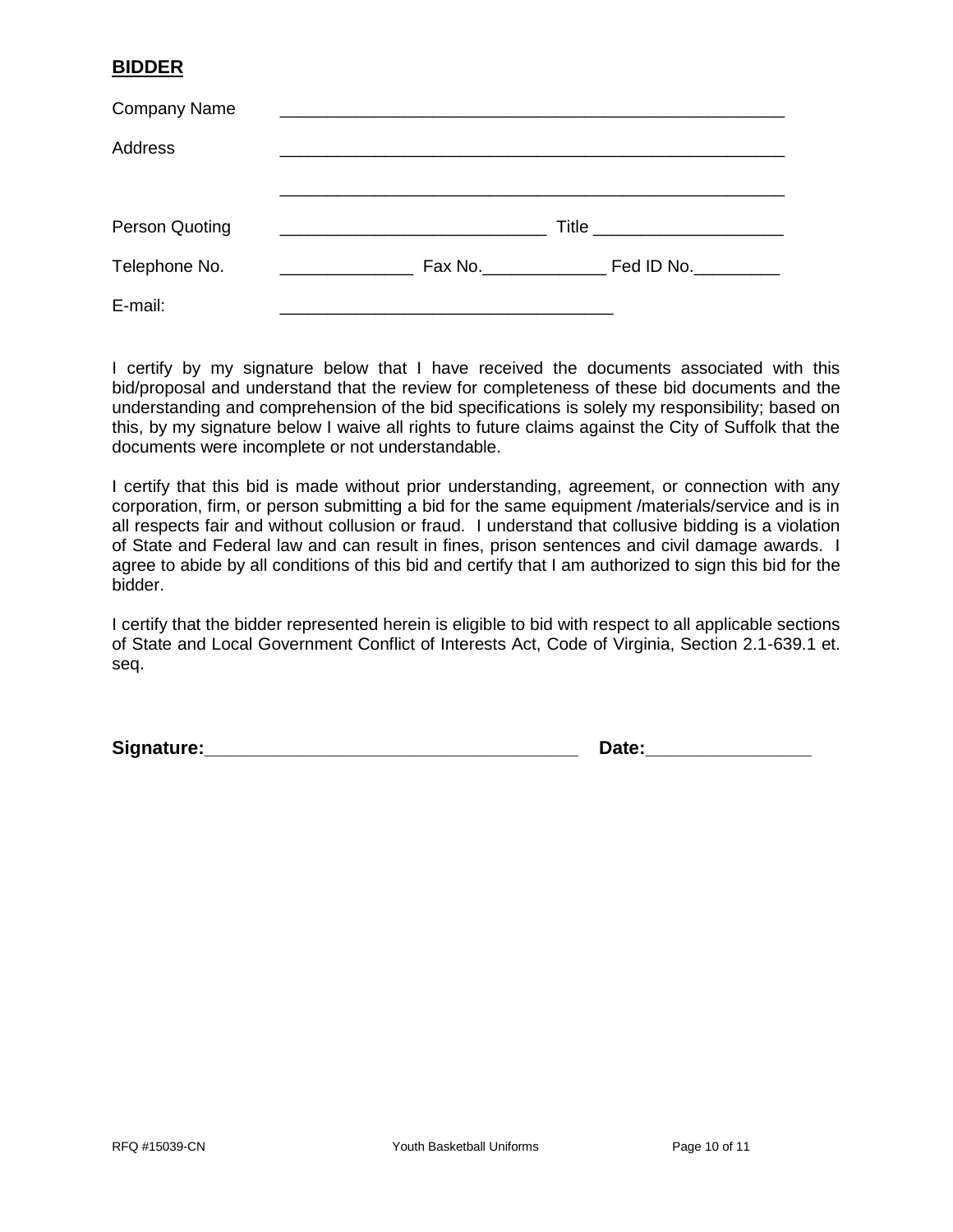**BIDDER**

Company Name ______________________________________________________

Address ______________________________________________________

______________________________________________________

Person Quoting ____________________________ Title ___________________

Telephone No. ______________ Fax No.______________ Fed ID No.__________

E-mail: ___________________________________

I certify by my signature below that I have received the documents associated with this bid/proposal and understand that the review for completeness of these bid documents and the understanding and comprehension of the bid specifications is solely my responsibility; based on this, by my signature below I waive all rights to future claims against the City of Suffolk that the documents were incomplete or not understandable.

I certify that this bid is made without prior understanding, agreement, or connection with any corporation, firm, or person submitting a bid for the same equipment /materials/service and is in all respects fair and without collusion or fraud. I understand that collusive bidding is a violation of State and Federal law and can result in fines, prison sentences and civil damage awards. I agree to abide by all conditions of this bid and certify that I am authorized to sign this bid for the bidder.

I certify that the bidder represented herein is eligible to bid with respect to all applicable sections of State and Local Government Conflict of Interests Act, Code of Virginia, Section 2.1-639.1 et. seq.

**Signature:____________________________________ Date:________________**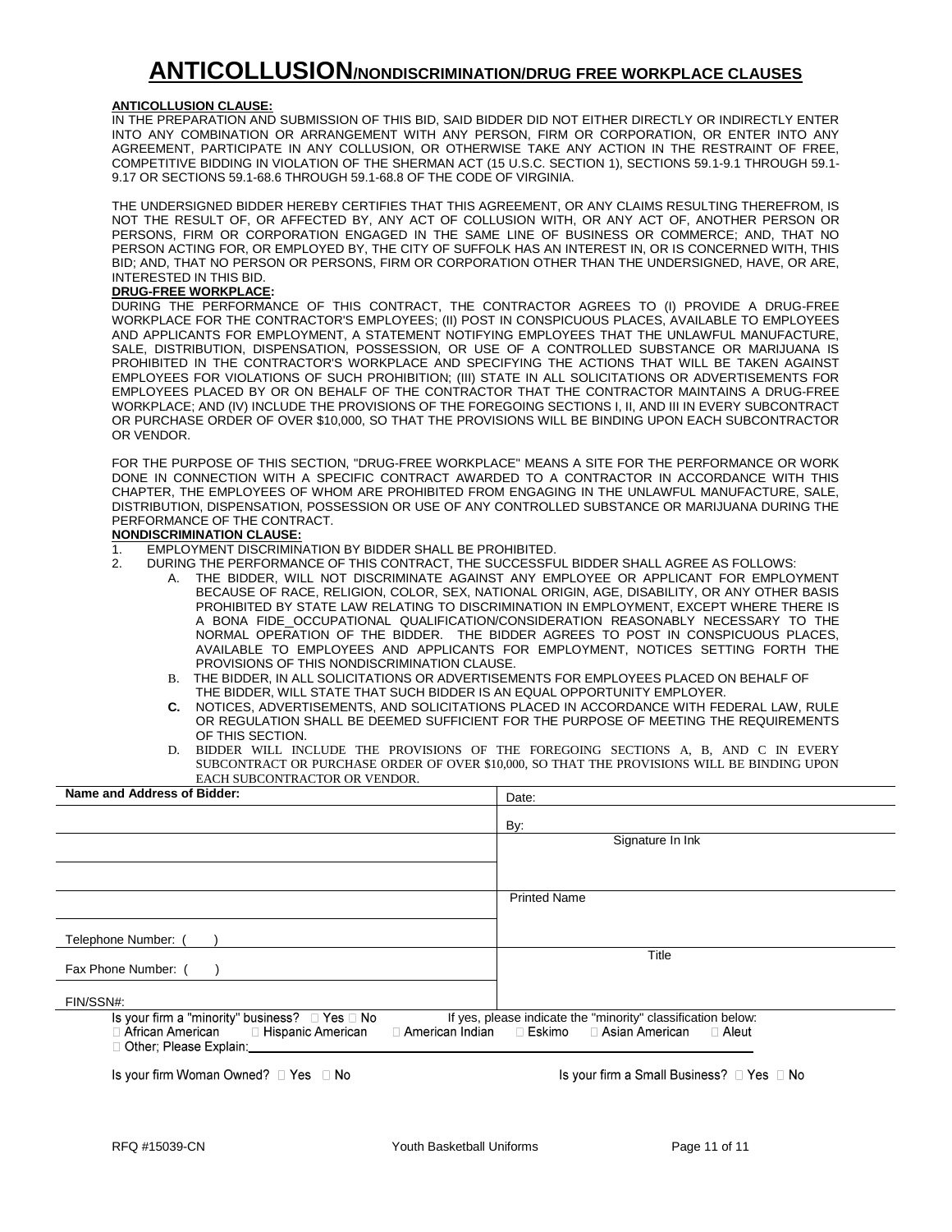# ANTICOLLUSION/NONDISCRIMINATION/DRUG FREE WORKPLACE CLAUSES

**ANTICOLLUSION CLAUSE:**

IN THE PREPARATION AND SUBMISSION OF THIS BID, SAID BIDDER DID NOT EITHER DIRECTLY OR INDIRECTLY ENTER INTO ANY COMBINATION OR ARRANGEMENT WITH ANY PERSON, FIRM OR CORPORATION, OR ENTER INTO ANY AGREEMENT, PARTICIPATE IN ANY COLLUSION, OR OTHERWISE TAKE ANY ACTION IN THE RESTRAINT OF FREE, COMPETITIVE BIDDING IN VIOLATION OF THE SHERMAN ACT (15 U.S.C. SECTION 1), SECTIONS 59.1-9.1 THROUGH 59.1-9.17 OR SECTIONS 59.1-68.6 THROUGH 59.1-68.8 OF THE CODE OF VIRGINIA.

THE UNDERSIGNED BIDDER HEREBY CERTIFIES THAT THIS AGREEMENT, OR ANY CLAIMS RESULTING THEREFROM, IS NOT THE RESULT OF, OR AFFECTED BY, ANY ACT OF COLLUSION WITH, OR ANY ACT OF, ANOTHER PERSON OR PERSONS, FIRM OR CORPORATION ENGAGED IN THE SAME LINE OF BUSINESS OR COMMERCE; AND, THAT NO PERSON ACTING FOR, OR EMPLOYED BY, THE CITY OF SUFFOLK HAS AN INTEREST IN, OR IS CONCERNED WITH, THIS BID; AND, THAT NO PERSON OR PERSONS, FIRM OR CORPORATION OTHER THAN THE UNDERSIGNED, HAVE, OR ARE, INTERESTED IN THIS BID.

**DRUG-FREE WORKPLACE:**

DURING THE PERFORMANCE OF THIS CONTRACT, THE CONTRACTOR AGREES TO (I) PROVIDE A DRUG-FREE WORKPLACE FOR THE CONTRACTOR'S EMPLOYEES; (II) POST IN CONSPICUOUS PLACES, AVAILABLE TO EMPLOYEES AND APPLICANTS FOR EMPLOYMENT, A STATEMENT NOTIFYING EMPLOYEES THAT THE UNLAWFUL MANUFACTURE, SALE, DISTRIBUTION, DISPENSATION, POSSESSION, OR USE OF A CONTROLLED SUBSTANCE OR MARIJUANA IS PROHIBITED IN THE CONTRACTOR'S WORKPLACE AND SPECIFYING THE ACTIONS THAT WILL BE TAKEN AGAINST EMPLOYEES FOR VIOLATIONS OF SUCH PROHIBITION; (III) STATE IN ALL SOLICITATIONS OR ADVERTISEMENTS FOR EMPLOYEES PLACED BY OR ON BEHALF OF THE CONTRACTOR THAT THE CONTRACTOR MAINTAINS A DRUG-FREE WORKPLACE; AND (IV) INCLUDE THE PROVISIONS OF THE FOREGOING SECTIONS I, II, AND III IN EVERY SUBCONTRACT OR PURCHASE ORDER OF OVER $10,000, SO THAT THE PROVISIONS WILL BE BINDING UPON EACH SUBCONTRACTOR OR VENDOR.

FOR THE PURPOSE OF THIS SECTION, "DRUG-FREE WORKPLACE" MEANS A SITE FOR THE PERFORMANCE OR WORK DONE IN CONNECTION WITH A SPECIFIC CONTRACT AWARDED TO A CONTRACTOR IN ACCORDANCE WITH THIS CHAPTER, THE EMPLOYEES OF WHOM ARE PROHIBITED FROM ENGAGING IN THE UNLAWFUL MANUFACTURE, SALE, DISTRIBUTION, DISPENSATION, POSSESSION OR USE OF ANY CONTROLLED SUBSTANCE OR MARIJUANA DURING THE PERFORMANCE OF THE CONTRACT.

**NONDISCRIMINATION CLAUSE:**

1. EMPLOYMENT DISCRIMINATION BY BIDDER SHALL BE PROHIBITED.
2. DURING THE PERFORMANCE OF THIS CONTRACT, THE SUCCESSFUL BIDDER SHALL AGREE AS FOLLOWS:
   - A. THE BIDDER, WILL NOT DISCRIMINATE AGAINST ANY EMPLOYEE OR APPLICANT FOR EMPLOYMENT BECAUSE OF RACE, RELIGION, COLOR, SEX, NATIONAL ORIGIN, AGE, DISABILITY, OR ANY OTHER BASIS PROHIBITED BY STATE LAW RELATING TO DISCRIMINATION IN EMPLOYMENT, EXCEPT WHERE THERE IS A BONA FIDE OCCUPATIONAL QUALIFICATION/CONSIDERATION REASONABLY NECESSARY TO THE NORMAL OPERATION OF THE BIDDER. THE BIDDER AGREES TO POST IN CONSPICUOUS PLACES, AVAILABLE TO EMPLOYEES AND APPLICANTS FOR EMPLOYMENT, NOTICES SETTING FORTH THE PROVISIONS OF THIS NONDISCRIMINATION CLAUSE.
   - B. THE BIDDER, IN ALL SOLICITATIONS OR ADVERTISEMENTS FOR EMPLOYEES PLACED ON BEHALF OF THE BIDDER, WILL STATE THAT SUCH BIDDER IS AN EQUAL OPPORTUNITY EMPLOYER.
   - **C.** NOTICES, ADVERTISEMENTS, AND SOLICITATIONS PLACED IN ACCORDANCE WITH FEDERAL LAW, RULE OR REGULATION SHALL BE DEEMED SUFFICIENT FOR THE PURPOSE OF MEETING THE REQUIREMENTS OF THIS SECTION.
   - D. BIDDER WILL INCLUDE THE PROVISIONS OF THE FOREGOING SECTIONS A, B, AND C IN EVERY SUBCONTRACT OR PURCHASE ORDER OF OVER $10,000, SO THAT THE PROVISIONS WILL BE BINDING UPON EACH SUBCONTRACTOR OR VENDOR.

| **Name and Address of Bidder:** | Date: |
|---|---|
| | By: |
| | Signature In Ink |
| | |
| | Printed Name |
| Telephone Number: ( ) | |
| Fax Phone Number: ( ) | Title |
| FIN/SSN#: | |

Is your firm a "minority" business? ☐ Yes ☐ No     If yes, please indicate the "minority" classification below:

☐ African American ☐ Hispanic American ☐ American Indian ☐ Eskimo ☐ Asian American ☐ Aleut

☐ Other; Please Explain: ______

Is your firm Woman Owned? ☐ Yes ☐ No     Is your firm a Small Business? ☐ Yes ☐ No

RFQ #15039-CN     Youth Basketball Uniforms